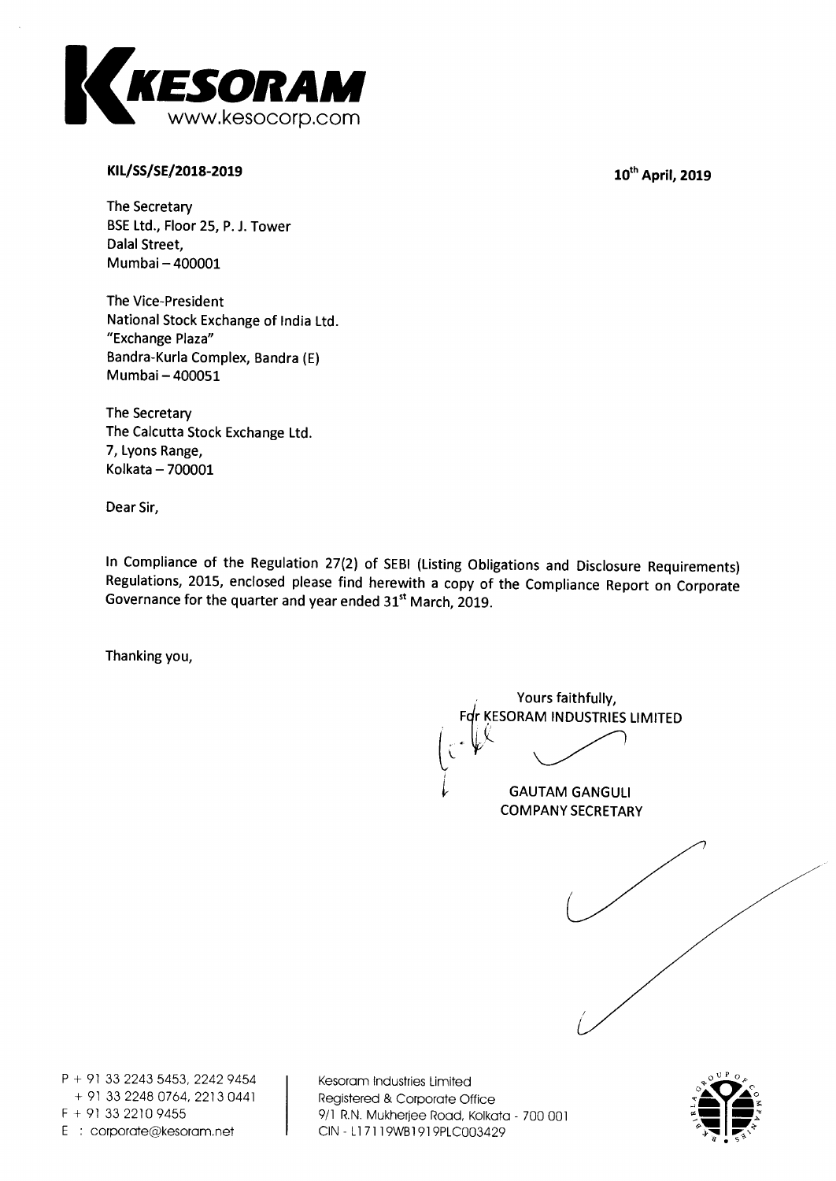KESORAM
www.kesocorp.com

**KIL/SS/SE/2018-2019** **10th April, 2019**

The Secretary
BSE Ltd., Floor 25, P. J. Tower
Dalal Street,
Mumbai – 400001

The Vice-President
National Stock Exchange of India Ltd.
"Exchange Plaza"
Bandra-Kurla Complex, Bandra (E)
Mumbai – 400051

The Secretary
The Calcutta Stock Exchange Ltd.
7, Lyons Range,
Kolkata – 700001

Dear Sir,

In Compliance of the Regulation 27(2) of SEBI (Listing Obligations and Disclosure Requirements) Regulations, 2015, enclosed please find herewith a copy of the Compliance Report on Corporate Governance for the quarter and year ended 31st March, 2019.

Thanking you,

Yours faithfully,
For KESORAM INDUSTRIES LIMITED

GAUTAM GANGULI
COMPANY SECRETARY

P + 91 33 2243 5453, 2242 9454
+ 91 33 2248 0764, 2213 0441
F + 91 33 2210 9455
E : corporate@kesoram.net

Kesoram Industries Limited
Registered & Corporate Office
9/1 R.N. Mukherjee Road, Kolkata - 700 001
CIN - L17119WB1919PLC003429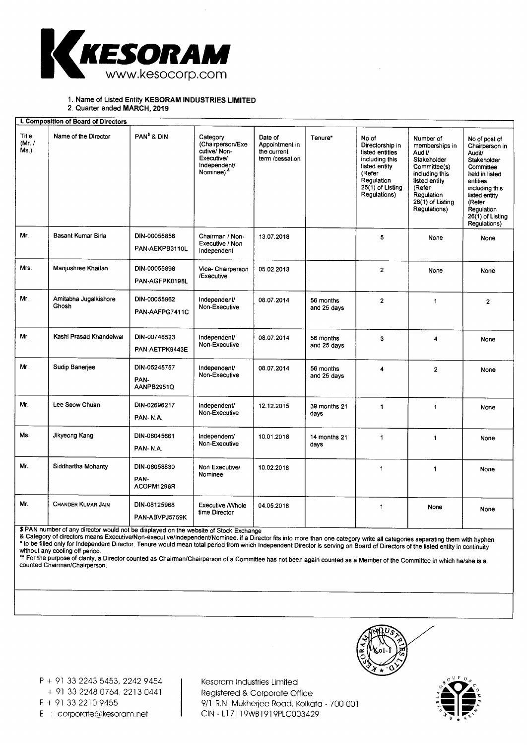KESORAM
www.kesocorp.com

1. Name of Listed Entity **KESORAM INDUSTRIES LIMITED**
2. Quarter ended **MARCH, 2019**

**I. Composition of Board of Directors**

| Title (Mr. / Ms.) | Name of the Director | PAN[$] & DIN | Category (Chairperson/Executive/ Non-Executive/ Independent/ Nominee) [&] | Date of Appointment in the current term /cessation | Tenure* | No of Directorship in listed entities including this listed entity (Refer Regulation 25(1) of Listing Regulations) | Number of memberships in Audit/ Stakeholder Committee(s) including this listed entity (Refer Regulation 26(1) of Listing Regulations) | No of post of Chairperson in Audit/ Stakeholder Committee held in listed entities including this listed entity (Refer Regulation 26(1) of Listing Regulations) |
|---|---|---|---|---|---|---|---|---|
| Mr. | Basant Kumar Birla | DIN-00055856 PAN-AEKPB3110L | Chairman / Non-Executive / Non Independent | 13.07.2018 | | 5 | None | None |
| Mrs. | Manjushree Khaitan | DIN-00055898 PAN-AGFPK0198L | Vice- Chairperson /Executive | 05.02.2013 | | 2 | None | None |
| Mr. | Amitabha Jugalkishore Ghosh | DIN-00055962 PAN-AAFPG7411C | Independent/ Non-Executive | 08.07.2014 | 56 months and 25 days | 2 | 1 | 2 |
| Mr. | Kashi Prasad Khandelwal | DIN-00748523 PAN-AETPK9443E | Independent/ Non-Executive | 08.07.2014 | 56 months and 25 days | 3 | 4 | None |
| Mr. | Sudip Banerjee | DIN-05245757 PAN-AANPB2951Q | Independent/ Non-Executive | 08.07.2014 | 56 months and 25 days | 4 | 2 | None |
| Mr. | Lee Seow Chuan | DIN-02696217 PAN- N.A. | Independent/ Non-Executive | 12.12.2015 | 39 months 21 days | 1 | 1 | None |
| Ms. | Jikyeong Kang | DIN-08045661 PAN- N.A. | Independent/ Non-Executive | 10.01.2018 | 14 months 21 days | 1 | 1 | None |
| Mr. | Siddhartha Mohanty | DIN-08058830 PAN-ACOPM1296R | Non Executive/ Nominee | 10.02.2018 | | 1 | 1 | None |
| Mr. | CHANDER KUMAR JAIN | DIN-08125968 PAN-ABVPJ5759K | Executive /Whole time Director | 04.05.2018 | | 1 | None | None |

$ PAN number of any director would not be displayed on the website of Stock Exchange

& Category of directors means Executive/Non-executive/Independent/Nominee. if a Director fits into more than one category write all categories separating them with hyphen

* to be filled only for Independent Director. Tenure would mean total period from which Independent Director is serving on Board of Directors of the listed entity in continuity without any cooling off period.

** For the purpose of clarity, a Director counted as Chairman/Chairperson of a Committee has not been again counted as a Member of the Committee in which he/she is a counted Chairman/Chairperson.

P + 91 33 2243 5453, 2242 9454
+ 91 33 2248 0764, 2213 0441
F + 91 33 2210 9455
E : corporate@kesoram.net

Kesoram Industries Limited
Registered & Corporate Office
9/1 R.N. Mukherjee Road, Kolkata - 700 001
CIN - L17119WB1919PLC003429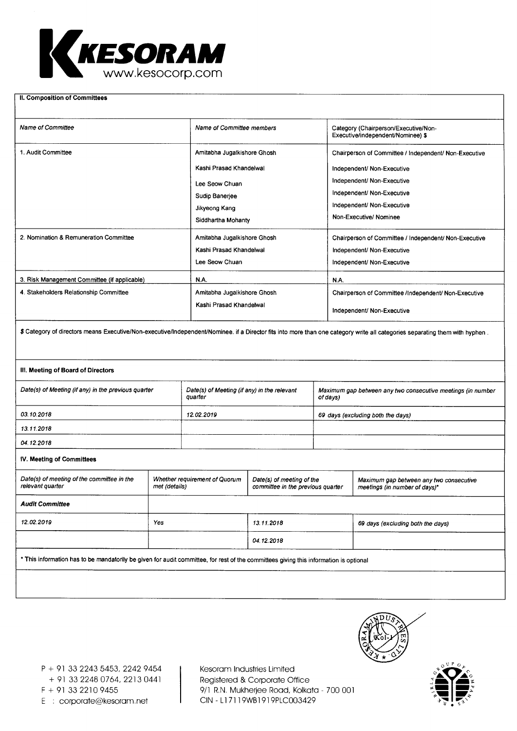**KESORAM**
www.kesocorp.com

## II. Composition of Committees

| Name of Committee | Name of Committee members | Category (Chairperson/Executive/Non-Executive/independent/Nominee) $ |
|---|---|---|
| 1. Audit Committee | Amitabha Jugalkishore Ghosh | Chairperson of Committee / Independent/ Non-Executive |
| | Kashi Prasad Khandelwal | Independent/ Non-Executive |
| | Lee Seow Chuan | Independent/ Non-Executive |
| | Sudip Banerjee | Independent/ Non-Executive |
| | Jikyeong Kang | Independent/ Non-Executive |
| | Siddhartha Mohanty | Non-Executive/ Nominee |
| 2. Nomination & Remuneration Committee | Amitabha Jugalkishore Ghosh | Chairperson of Committee / Independent/ Non-Executive |
| | Kashi Prasad Khandelwal | Independent/ Non-Executive |
| | Lee Seow Chuan | Independent/ Non-Executive |
| 3. Risk Management Committee (if applicable) | N.A. | N.A. |
| 4. Stakeholders Relationship Committee | Amitabha Jugalkishore Ghosh | Chairperson of Committee /Independent/ Non-Executive |
| | Kashi Prasad Khandelwal | Independent/ Non-Executive |

$ Category of directors means Executive/Non-executive/Independent/Nominee. if a Director fits into more than one category write all categories separating them with hyphen .

## III. Meeting of Board of Directors

| *Date(s) of Meeting (if any) in the previous quarter* | *Date(s) of Meeting (if any) in the relevant quarter* | *Maximum gap between any two consecutive meetings (in number of days)* |
|---|---|---|
| *03.10.2018* | *12.02.2019* | *69 days (excluding both the days)* |
| *13.11.2018* | | |
| *04.12.2018* | | |

## IV. Meeting of Committees

| *Date(s) of meeting of the committee in the relevant quarter* | *Whether requirement of Quorum met (details)* | *Date(s) of meeting of the committee in the previous quarter* | *Maximum gap between any two consecutive meetings (in number of days)** |
|---|---|---|---|
| ***Audit Committee*** | | | |
| *12.02.2019* | Yes | *13.11.2018* | *69 days (excluding both the days)* |
| | | *04.12.2018* | |

* This information has to be mandatorily be given for audit committee, for rest of the committees giving this information is optional

P + 91 33 2243 5453, 2242 9454
+ 91 33 2248 0764, 2213 0441
F + 91 33 2210 9455
E : corporate@kesoram.net

Kesoram Industries Limited
Registered & Corporate Office
9/1 R.N. Mukherjee Road, Kolkata - 700 001
CIN - L17119WB1919PLC003429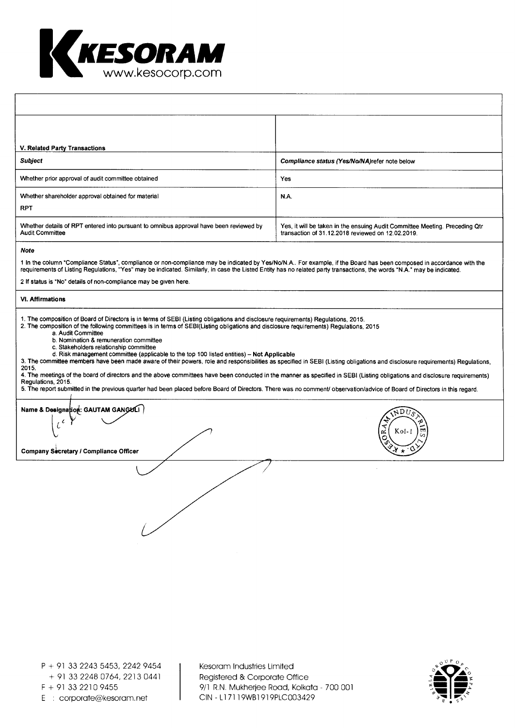## V. Related Party Transactions

| *Subject* | *Compliance status (Yes/No/NA)refer note below* |
|---|---|
| Whether prior approval of audit committee obtained | Yes |
| Whether shareholder approval obtained for material RPT | N.A. |
| Whether details of RPT entered into pursuant to omnibus approval have been reviewed by Audit Committee | Yes, it will be taken in the ensuing Audit Committee Meeting. Preceding Qtr transaction of 31.12.2018 reviewed on 12.02.2019. |

***Note***

1 In the column "Compliance Status", compliance or non-compliance may be indicated by Yes/No/N.A.. For example, if the Board has been composed in accordance with the requirements of Listing Regulations, "Yes" may be indicated. Similarly, in case the Listed Entity has no related party transactions, the words "N.A." may be indicated.

2 If status is "No" details of non-compliance may be given here.

## VI. Affirmations

1. The composition of Board of Directors is in terms of SEBI (Listing obligations and disclosure requirements) Regulations, 2015.
2. The composition of the following committees is in terms of SEBI(Listing obligations and disclosure requirements) Regulations, 2015
   a. Audit Committee
   b. Nomination & remuneration committee
   c. Stakeholders relationship committee
   d. Risk management committee (applicable to the top 100 listed entities) – **Not Applicable**
3. The committee members have been made aware of their powers, role and responsibilities as specified in SEBI (Listing obligations and disclosure requirements) Regulations, 2015.
4. The meetings of the board of directors and the above committees have been conducted in the manner as specified in SEBI (Listing obligations and disclosure requirements) Regulations, 2015.
5. The report submitted in the previous quarter had been placed before Board of Directors. There was no comment/ observation/advice of Board of Directors in this regard.

**Name & Designation: GAUTAM GANGULI**

**Company Secretary / Compliance Officer**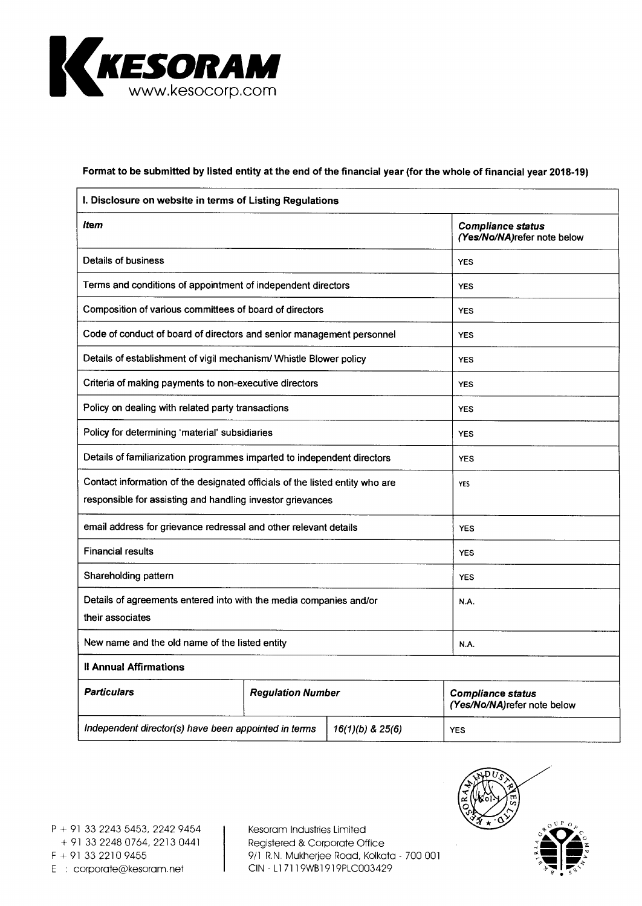**KESORAM**
www.kesocorp.com

**Format to be submitted by listed entity at the end of the financial year (for the whole of financial year 2018-19)**

| **I. Disclosure on website in terms of Listing Regulations** | |
|---|---|
| ***Item*** | ***Compliance status (Yes/No/NA)refer note below*** |
| Details of business | YES |
| Terms and conditions of appointment of independent directors | YES |
| Composition of various committees of board of directors | YES |
| Code of conduct of board of directors and senior management personnel | YES |
| Details of establishment of vigil mechanism/ Whistle Blower policy | YES |
| Criteria of making payments to non-executive directors | YES |
| Policy on dealing with related party transactions | YES |
| Policy for determining 'material' subsidiaries | YES |
| Details of familiarization programmes imparted to independent directors | YES |
| Contact information of the designated officials of the listed entity who are responsible for assisting and handling investor grievances | YES |
| email address for grievance redressal and other relevant details | YES |
| Financial results | YES |
| Shareholding pattern | YES |
| Details of agreements entered into with the media companies and/or their associates | N.A. |
| New name and the old name of the listed entity | N.A. |

| **II Annual Affirmations** | | |
|---|---|---|
| ***Particulars*** | ***Regulation Number*** | ***Compliance status (Yes/No/NA)refer note below*** |
| *Independent director(s) have been appointed in terms* | *16(1)(b) & 25(6)* | YES |

P + 91 33 2243 5453, 2242 9454
+ 91 33 2248 0764, 2213 0441
F + 91 33 2210 9455
E : corporate@kesoram.net

Kesoram Industries Limited
Registered & Corporate Office
9/1 R.N. Mukherjee Road, Kolkata - 700 001
CIN - L17119WB1919PLC003429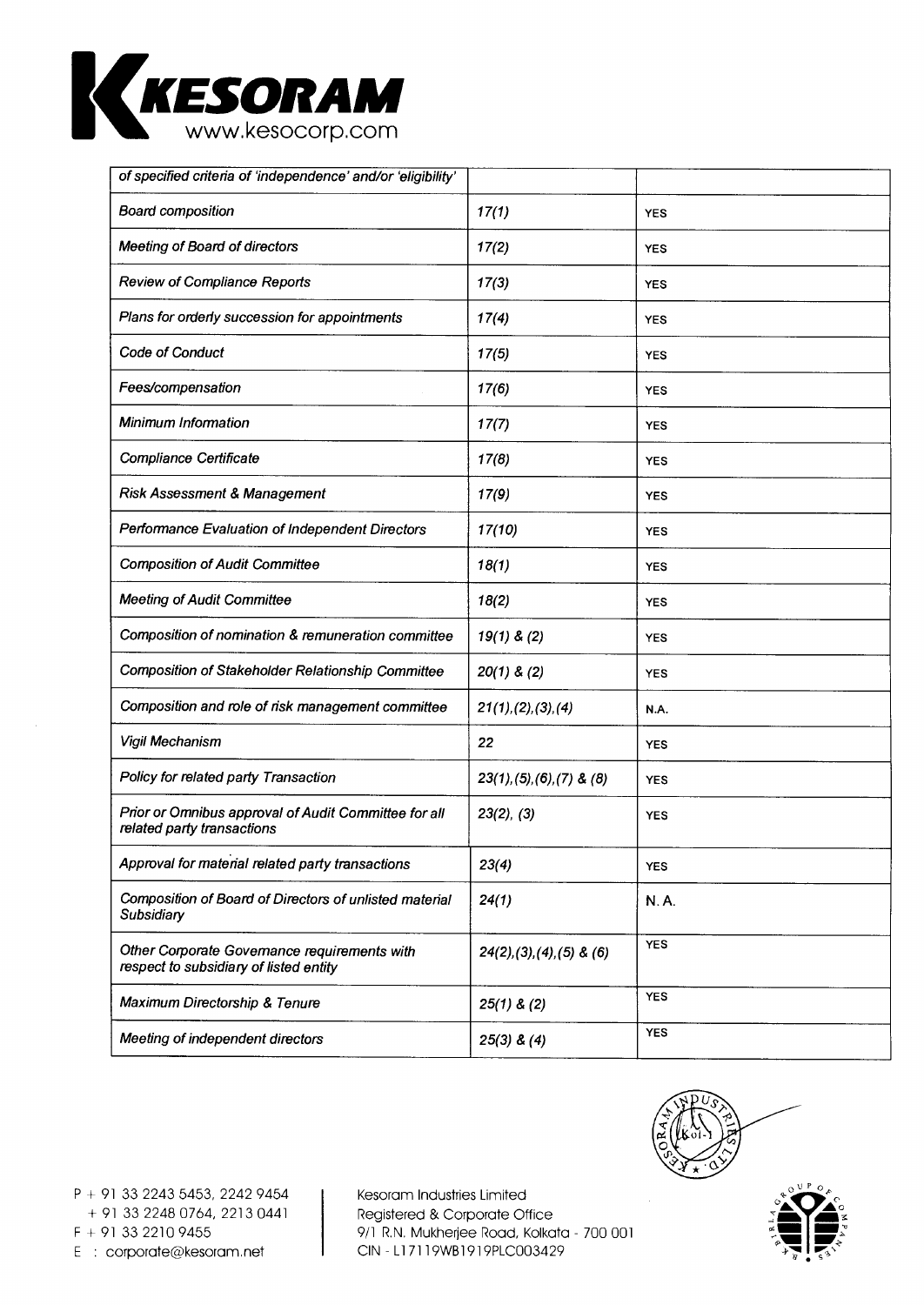| of specified criteria of 'independence' and/or 'eligibility' | | |
|---|---|---|
| Board composition | 17(1) | YES |
| Meeting of Board of directors | 17(2) | YES |
| Review of Compliance Reports | 17(3) | YES |
| Plans for orderly succession for appointments | 17(4) | YES |
| Code of Conduct | 17(5) | YES |
| Fees/compensation | 17(6) | YES |
| Minimum Information | 17(7) | YES |
| Compliance Certificate | 17(8) | YES |
| Risk Assessment & Management | 17(9) | YES |
| Performance Evaluation of Independent Directors | 17(10) | YES |
| Composition of Audit Committee | 18(1) | YES |
| Meeting of Audit Committee | 18(2) | YES |
| Composition of nomination & remuneration committee | 19(1) & (2) | YES |
| Composition of Stakeholder Relationship Committee | 20(1) & (2) | YES |
| Composition and role of risk management committee | 21(1),(2),(3),(4) | N.A. |
| Vigil Mechanism | 22 | YES |
| Policy for related party Transaction | 23(1),(5),(6),(7) & (8) | YES |
| Prior or Omnibus approval of Audit Committee for all related party transactions | 23(2), (3) | YES |
| Approval for material related party transactions | 23(4) | YES |
| Composition of Board of Directors of unlisted material Subsidiary | 24(1) | N. A. |
| Other Corporate Governance requirements with respect to subsidiary of listed entity | 24(2),(3),(4),(5) & (6) | YES |
| Maximum Directorship & Tenure | 25(1) & (2) | YES |
| Meeting of independent directors | 25(3) & (4) | YES |

P + 91 33 2243 5453, 2242 9454
+ 91 33 2248 0764, 2213 0441
F + 91 33 2210 9455
E : corporate@kesoram.net

Kesoram Industries Limited
Registered & Corporate Office
9/1 R.N. Mukherjee Road, Kolkata - 700 001
CIN - L17119WB1919PLC003429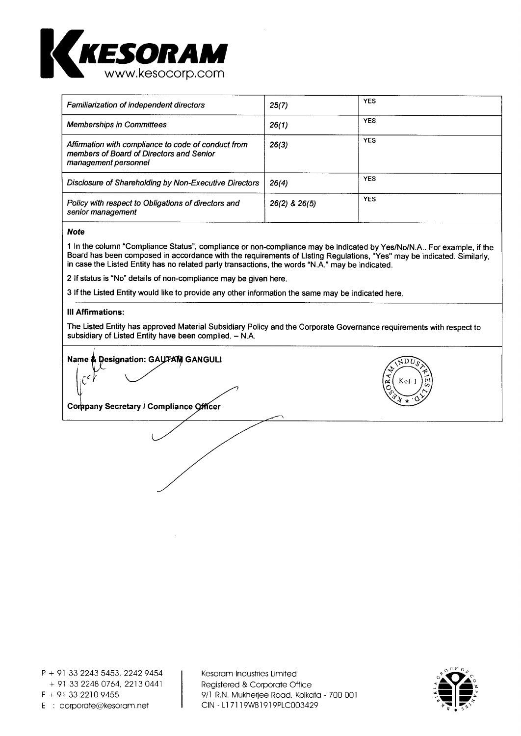| | | |
|---|---|---|
| *Familiarization of independent directors* | *25(7)* | YES |
| *Memberships in Committees* | *26(1)* | YES |
| *Affirmation with compliance to code of conduct from members of Board of Directors and Senior management personnel* | *26(3)* | YES |
| *Disclosure of Shareholding by Non-Executive Directors* | *26(4)* | YES |
| *Policy with respect to Obligations of directors and senior management* | *26(2) & 26(5)* | YES |

***Note***

1 In the column "Compliance Status", compliance or non-compliance may be indicated by Yes/No/N.A.. For example, if the Board has been composed in accordance with the requirements of Listing Regulations, "Yes" may be indicated. Similarly, in case the Listed Entity has no related party transactions, the words "N.A." may be indicated.

2 If status is "No" details of non-compliance may be given here.

3 If the Listed Entity would like to provide any other information the same may be indicated here.

**III Affirmations:**

The Listed Entity has approved Material Subsidiary Policy and the Corporate Governance requirements with respect to subsidiary of Listed Entity have been complied. – N.A.

**Name & Designation: GAUTAM GANGULI**

**Company Secretary / Compliance Officer**

P + 91 33 2243 5453, 2242 9454
+ 91 33 2248 0764, 2213 0441
F + 91 33 2210 9455
E : corporate@kesoram.net

Kesoram Industries Limited
Registered & Corporate Office
9/1 R.N. Mukherjee Road, Kolkata - 700 001
CIN - L17119WB1919PLC003429